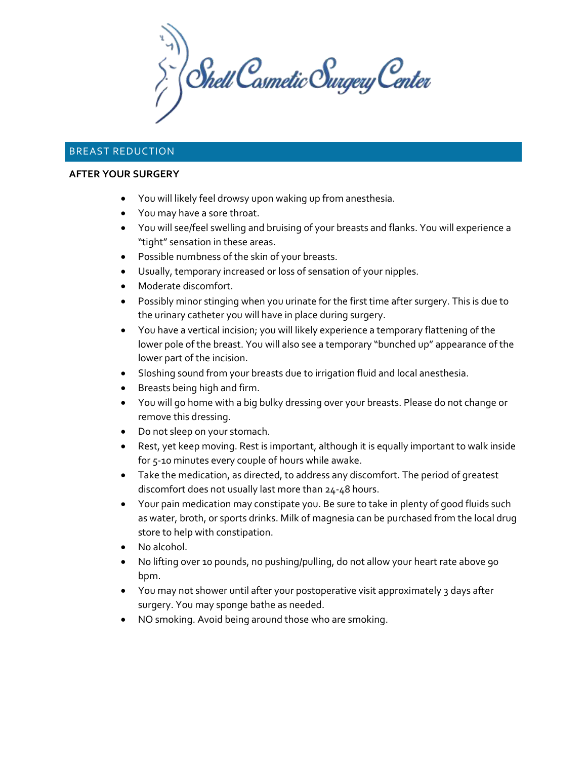Shell Cosmetic Surgery Center

## BREAST REDUCTION

### AFTER YOUR SURGERY

- You will likely feel drowsy upon waking up from anesthesia.
- You may have a sore throat.
- You will see/feel swelling and bruising of your breasts and flanks. You will experience a "tight" sensation in these areas.
- Possible numbness of the skin of your breasts.
- Usually, temporary increased or loss of sensation of your nipples.
- Moderate discomfort.
- Possibly minor stinging when you urinate for the first time after surgery. This is due to the urinary catheter you will have in place during surgery.
- You have a vertical incision; you will likely experience a temporary flattening of the lower pole of the breast. You will also see a temporary "bunched up" appearance of the lower part of the incision.
- Sloshing sound from your breasts due to irrigation fluid and local anesthesia.
- Breasts being high and firm.
- You will go home with a big bulky dressing over your breasts. Please do not change or remove this dressing.
- Do not sleep on your stomach.
- Rest, yet keep moving. Rest is important, although it is equally important to walk inside for 5-10 minutes every couple of hours while awake.
- Take the medication, as directed, to address any discomfort. The period of greatest discomfort does not usually last more than 24-48 hours.
- Your pain medication may constipate you. Be sure to take in plenty of good fluids such as water, broth, or sports drinks. Milk of magnesia can be purchased from the local drug store to help with constipation.
- No alcohol.
- No lifting over 10 pounds, no pushing/pulling, do not allow your heart rate above 90 bpm.
- You may not shower until after your postoperative visit approximately 3 days after surgery. You may sponge bathe as needed.
- NO smoking. Avoid being around those who are smoking.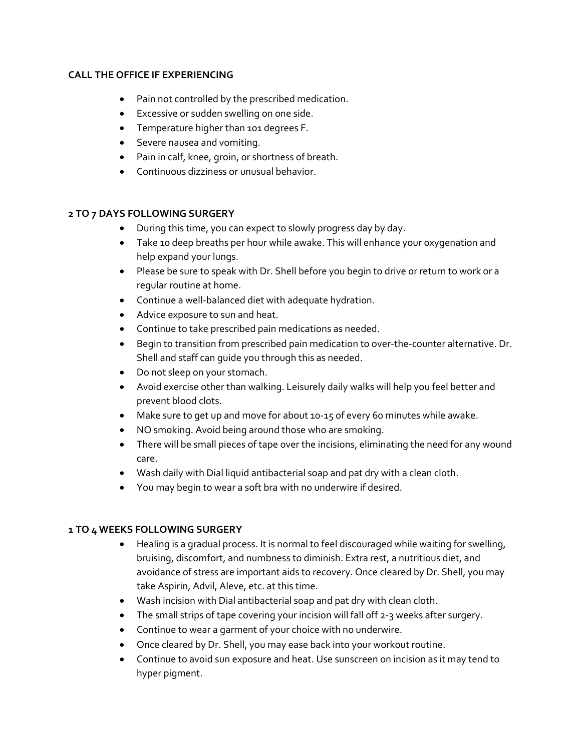**CALL THE OFFICE IF EXPERIENCING**

- Pain not controlled by the prescribed medication.
- Excessive or sudden swelling on one side.
- Temperature higher than 101 degrees F.
- Severe nausea and vomiting.
- Pain in calf, knee, groin, or shortness of breath.
- Continuous dizziness or unusual behavior.

**2 TO 7 DAYS FOLLOWING SURGERY**

- During this time, you can expect to slowly progress day by day.
- Take 10 deep breaths per hour while awake. This will enhance your oxygenation and help expand your lungs.
- Please be sure to speak with Dr. Shell before you begin to drive or return to work or a regular routine at home.
- Continue a well-balanced diet with adequate hydration.
- Advice exposure to sun and heat.
- Continue to take prescribed pain medications as needed.
- Begin to transition from prescribed pain medication to over-the-counter alternative. Dr. Shell and staff can guide you through this as needed.
- Do not sleep on your stomach.
- Avoid exercise other than walking. Leisurely daily walks will help you feel better and prevent blood clots.
- Make sure to get up and move for about 10-15 of every 60 minutes while awake.
- NO smoking. Avoid being around those who are smoking.
- There will be small pieces of tape over the incisions, eliminating the need for any wound care.
- Wash daily with Dial liquid antibacterial soap and pat dry with a clean cloth.
- You may begin to wear a soft bra with no underwire if desired.

**1 TO 4 WEEKS FOLLOWING SURGERY**

- Healing is a gradual process. It is normal to feel discouraged while waiting for swelling, bruising, discomfort, and numbness to diminish. Extra rest, a nutritious diet, and avoidance of stress are important aids to recovery. Once cleared by Dr. Shell, you may take Aspirin, Advil, Aleve, etc. at this time.
- Wash incision with Dial antibacterial soap and pat dry with clean cloth.
- The small strips of tape covering your incision will fall off 2-3 weeks after surgery.
- Continue to wear a garment of your choice with no underwire.
- Once cleared by Dr. Shell, you may ease back into your workout routine.
- Continue to avoid sun exposure and heat. Use sunscreen on incision as it may tend to hyper pigment.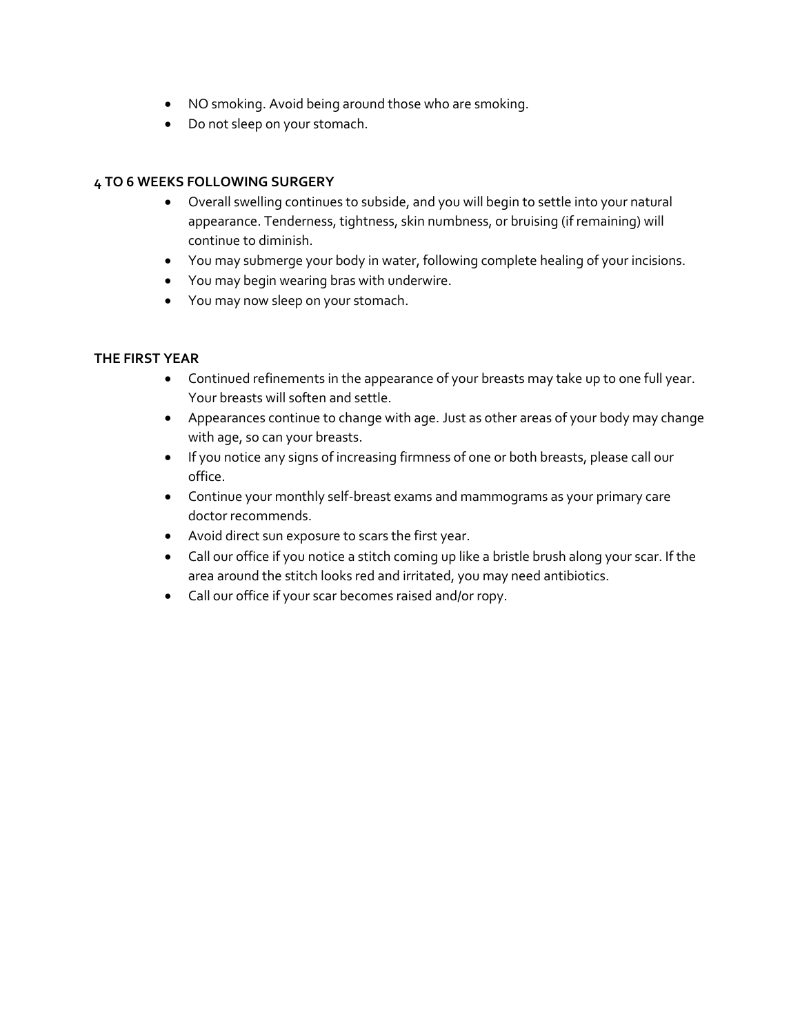- NO smoking. Avoid being around those who are smoking.
- Do not sleep on your stomach.

**4 TO 6 WEEKS FOLLOWING SURGERY**

- Overall swelling continues to subside, and you will begin to settle into your natural appearance. Tenderness, tightness, skin numbness, or bruising (if remaining) will continue to diminish.
- You may submerge your body in water, following complete healing of your incisions.
- You may begin wearing bras with underwire.
- You may now sleep on your stomach.

**THE FIRST YEAR**

- Continued refinements in the appearance of your breasts may take up to one full year. Your breasts will soften and settle.
- Appearances continue to change with age. Just as other areas of your body may change with age, so can your breasts.
- If you notice any signs of increasing firmness of one or both breasts, please call our office.
- Continue your monthly self-breast exams and mammograms as your primary care doctor recommends.
- Avoid direct sun exposure to scars the first year.
- Call our office if you notice a stitch coming up like a bristle brush along your scar. If the area around the stitch looks red and irritated, you may need antibiotics.
- Call our office if your scar becomes raised and/or ropy.